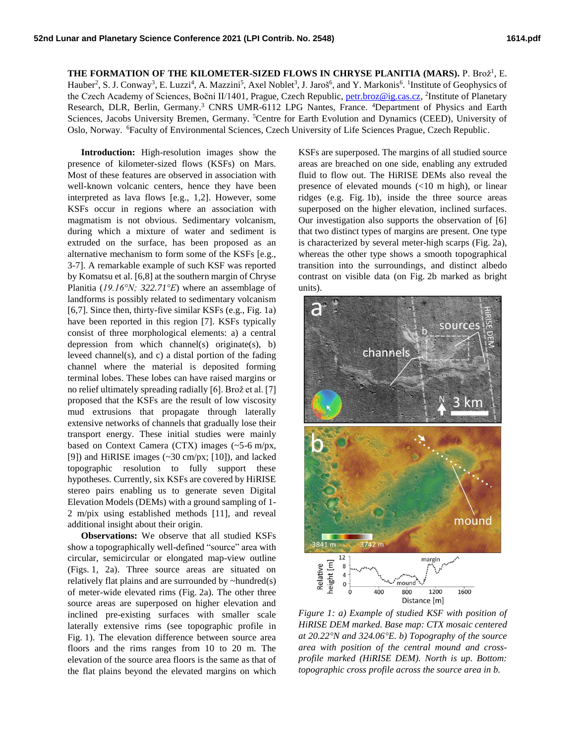**THE FORMATION OF THE KILOMETER-SIZED FLOWS IN CHRYSE PLANITIA (MARS).** P. Brož[1], E. Hauber[2], S. J. Conway[3], E. Luzzi[4], A. Mazzini[5], Axel Noblet[3], J. Jaroš[6], and Y. Markonis[6]. [1]Institute of Geophysics of the Czech Academy of Sciences, Boční II/1401, Prague, Czech Republic, petr.broz@ig.cas.cz, [2]Institute of Planetary Research, DLR, Berlin, Germany.[3] CNRS UMR-6112 LPG Nantes, France. [4]Department of Physics and Earth Sciences, Jacobs University Bremen, Germany. [5]Centre for Earth Evolution and Dynamics (CEED), University of Oslo, Norway. [6]Faculty of Environmental Sciences, Czech University of Life Sciences Prague, Czech Republic.

**Introduction:** High-resolution images show the presence of kilometer-sized flows (KSFs) on Mars. Most of these features are observed in association with well-known volcanic centers, hence they have been interpreted as lava flows [e.g., 1,2]. However, some KSFs occur in regions where an association with magmatism is not obvious. Sedimentary volcanism, during which a mixture of water and sediment is extruded on the surface, has been proposed as an alternative mechanism to form some of the KSFs [e.g., 3-7]. A remarkable example of such KSF was reported by Komatsu et al. [6,8] at the southern margin of Chryse Planitia (*19.16°N; 322.71°E*) where an assemblage of landforms is possibly related to sedimentary volcanism [6,7]. Since then, thirty-five similar KSFs (e.g., Fig. 1a) have been reported in this region [7]. KSFs typically consist of three morphological elements: a) a central depression from which channel(s) originate(s), b) leveed channel(s), and c) a distal portion of the fading channel where the material is deposited forming terminal lobes. These lobes can have raised margins or no relief ultimately spreading radially [6]. Brož et al. [7] proposed that the KSFs are the result of low viscosity mud extrusions that propagate through laterally extensive networks of channels that gradually lose their transport energy. These initial studies were mainly based on Context Camera (CTX) images (~5-6 m/px, [9]) and HiRISE images (~30 cm/px; [10]), and lacked topographic resolution to fully support these hypotheses. Currently, six KSFs are covered by HiRISE stereo pairs enabling us to generate seven Digital Elevation Models (DEMs) with a ground sampling of 1-2 m/pix using established methods [11], and reveal additional insight about their origin.

**Observations:** We observe that all studied KSFs show a topographically well-defined "source" area with circular, semicircular or elongated map-view outline (Figs. 1, 2a). Three source areas are situated on relatively flat plains and are surrounded by ~hundred(s) of meter-wide elevated rims (Fig. 2a). The other three source areas are superposed on higher elevation and inclined pre-existing surfaces with smaller scale laterally extensive rims (see topographic profile in Fig. 1). The elevation difference between source area floors and the rims ranges from 10 to 20 m. The elevation of the source area floors is the same as that of the flat plains beyond the elevated margins on which KSFs are superposed. The margins of all studied source areas are breached on one side, enabling any extruded fluid to flow out. The HiRISE DEMs also reveal the presence of elevated mounds (<10 m high), or linear ridges (e.g. Fig. 1b), inside the three source areas superposed on the higher elevation, inclined surfaces. Our investigation also supports the observation of [6] that two distinct types of margins are present. One type is characterized by several meter-high scarps (Fig. 2a), whereas the other type shows a smooth topographical transition into the surroundings, and distinct albedo contrast on visible data (on Fig. 2b marked as bright units).

*Figure 1: a) Example of studied KSF with position of HiRISE DEM marked. Base map: CTX mosaic centered at 20.22°N and 324.06°E. b) Topography of the source area with position of the central mound and cross-profile marked (HiRISE DEM). North is up. Bottom: topographic cross profile across the source area in b.*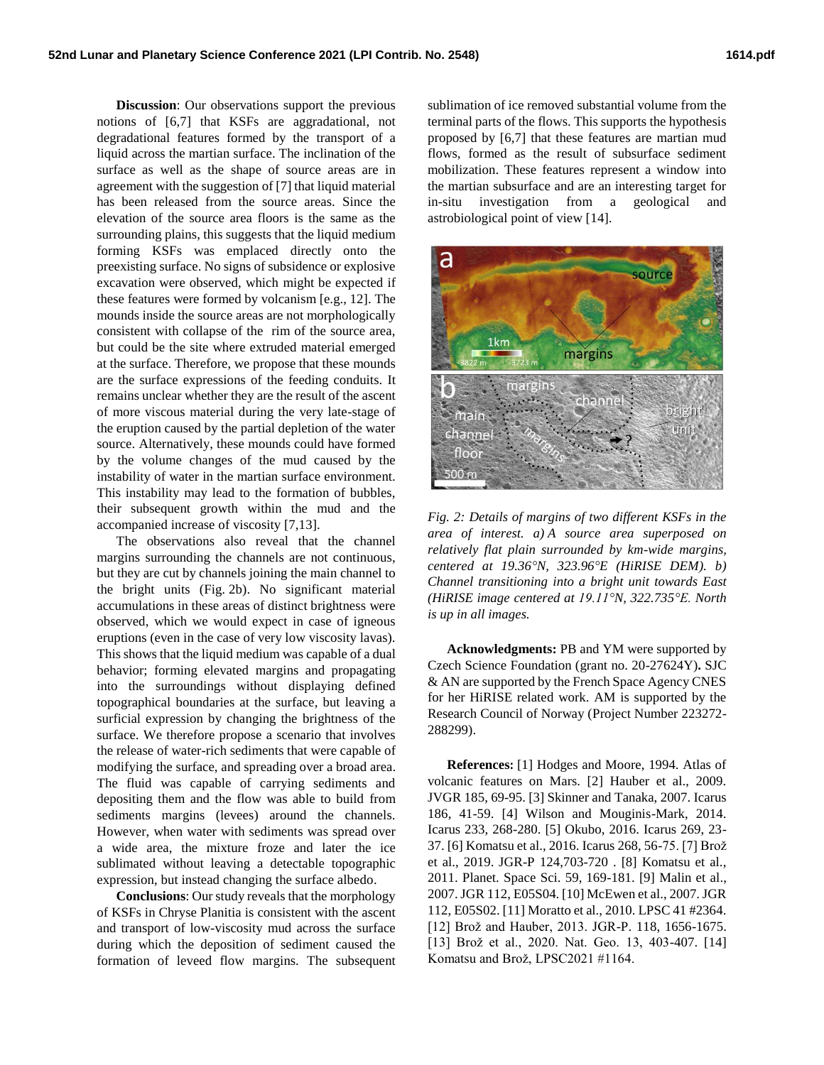**Discussion**: Our observations support the previous notions of [6,7] that KSFs are aggradational, not degradational features formed by the transport of a liquid across the martian surface. The inclination of the surface as well as the shape of source areas are in agreement with the suggestion of [7] that liquid material has been released from the source areas. Since the elevation of the source area floors is the same as the surrounding plains, this suggests that the liquid medium forming KSFs was emplaced directly onto the preexisting surface. No signs of subsidence or explosive excavation were observed, which might be expected if these features were formed by volcanism [e.g., 12]. The mounds inside the source areas are not morphologically consistent with collapse of the rim of the source area, but could be the site where extruded material emerged at the surface. Therefore, we propose that these mounds are the surface expressions of the feeding conduits. It remains unclear whether they are the result of the ascent of more viscous material during the very late-stage of the eruption caused by the partial depletion of the water source. Alternatively, these mounds could have formed by the volume changes of the mud caused by the instability of water in the martian surface environment. This instability may lead to the formation of bubbles, their subsequent growth within the mud and the accompanied increase of viscosity [7,13].

The observations also reveal that the channel margins surrounding the channels are not continuous, but they are cut by channels joining the main channel to the bright units (Fig. 2b). No significant material accumulations in these areas of distinct brightness were observed, which we would expect in case of igneous eruptions (even in the case of very low viscosity lavas). This shows that the liquid medium was capable of a dual behavior; forming elevated margins and propagating into the surroundings without displaying defined topographical boundaries at the surface, but leaving a surficial expression by changing the brightness of the surface. We therefore propose a scenario that involves the release of water-rich sediments that were capable of modifying the surface, and spreading over a broad area. The fluid was capable of carrying sediments and depositing them and the flow was able to build from sediments margins (levees) around the channels. However, when water with sediments was spread over a wide area, the mixture froze and later the ice sublimated without leaving a detectable topographic expression, but instead changing the surface albedo.

**Conclusions**: Our study reveals that the morphology of KSFs in Chryse Planitia is consistent with the ascent and transport of low-viscosity mud across the surface during which the deposition of sediment caused the formation of leveed flow margins. The subsequent sublimation of ice removed substantial volume from the terminal parts of the flows. This supports the hypothesis proposed by [6,7] that these features are martian mud flows, formed as the result of subsurface sediment mobilization. These features represent a window into the martian subsurface and are an interesting target for in-situ investigation from a geological and astrobiological point of view [14].

a
source
1km
-3822 m
-3723 m
margins

b
margins
channel
bright unit
main channel floor
margins
?
500 m

*Fig. 2: Details of margins of two different KSFs in the area of interest. a) A source area superposed on relatively flat plain surrounded by km-wide margins, centered at 19.36°N, 323.96°E (HiRISE DEM). b) Channel transitioning into a bright unit towards East (HiRISE image centered at 19.11°N, 322.735°E. North is up in all images.*

**Acknowledgments:** PB and YM were supported by Czech Science Foundation (grant no. 20-27624Y)**.** SJC & AN are supported by the French Space Agency CNES for her HiRISE related work. AM is supported by the Research Council of Norway (Project Number 223272-288299).

**References:** [1] Hodges and Moore, 1994. Atlas of volcanic features on Mars. [2] Hauber et al., 2009. JVGR 185, 69-95. [3] Skinner and Tanaka, 2007. Icarus 186, 41-59. [4] Wilson and Mouginis-Mark, 2014. Icarus 233, 268-280. [5] Okubo, 2016. Icarus 269, 23-37. [6] Komatsu et al., 2016. Icarus 268, 56-75. [7] Brož et al., 2019. JGR-P 124,703-720 . [8] Komatsu et al., 2011. Planet. Space Sci. 59, 169-181. [9] Malin et al., 2007. JGR 112, E05S04. [10] McEwen et al., 2007. JGR 112, E05S02. [11] Moratto et al., 2010. LPSC 41 #2364. [12] Brož and Hauber, 2013. JGR-P. 118, 1656-1675. [13] Brož et al., 2020. Nat. Geo. 13, 403-407. [14] Komatsu and Brož, LPSC2021 #1164.